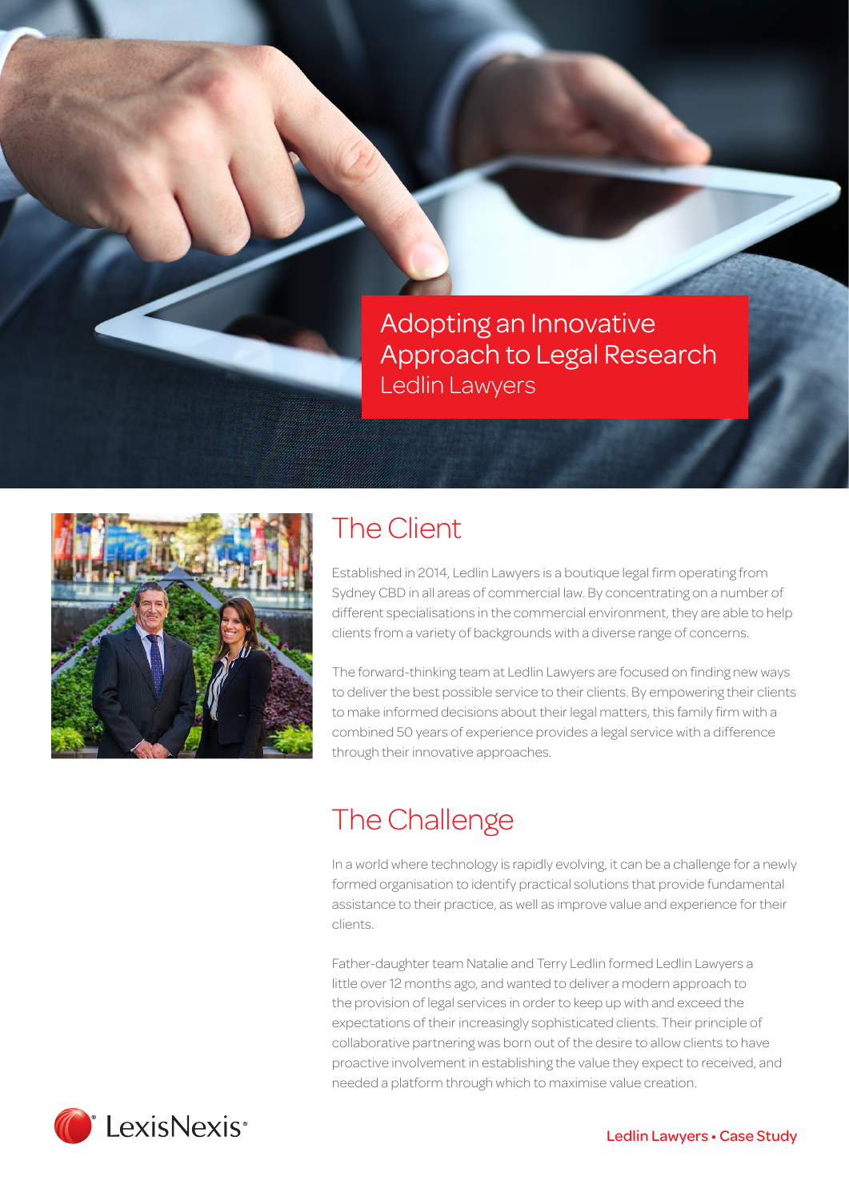# Adopting an Innovative Approach to Legal Research

Ledlin Lawyers

## The Client

Established in 2014, Ledlin Lawyers is a boutique legal firm operating from Sydney CBD in all areas of commercial law. By concentrating on a number of different specialisations in the commercial environment, they are able to help clients from a variety of backgrounds with a diverse range of concerns.

The forward-thinking team at Ledlin Lawyers are focused on finding new ways to deliver the best possible service to their clients. By empowering their clients to make informed decisions about their legal matters, this family firm with a combined 50 years of experience provides a legal service with a difference through their innovative approaches.

## The Challenge

In a world where technology is rapidly evolving, it can be a challenge for a newly formed organisation to identify practical solutions that provide fundamental assistance to their practice, as well as improve value and experience for their clients.

Father-daughter team Natalie and Terry Ledlin formed Ledlin Lawyers a little over 12 months ago, and wanted to deliver a modern approach to the provision of legal services in order to keep up with and exceed the expectations of their increasingly sophisticated clients. Their principle of collaborative partnering was born out of the desire to allow clients to have proactive involvement in establishing the value they expect to received, and needed a platform through which to maximise value creation.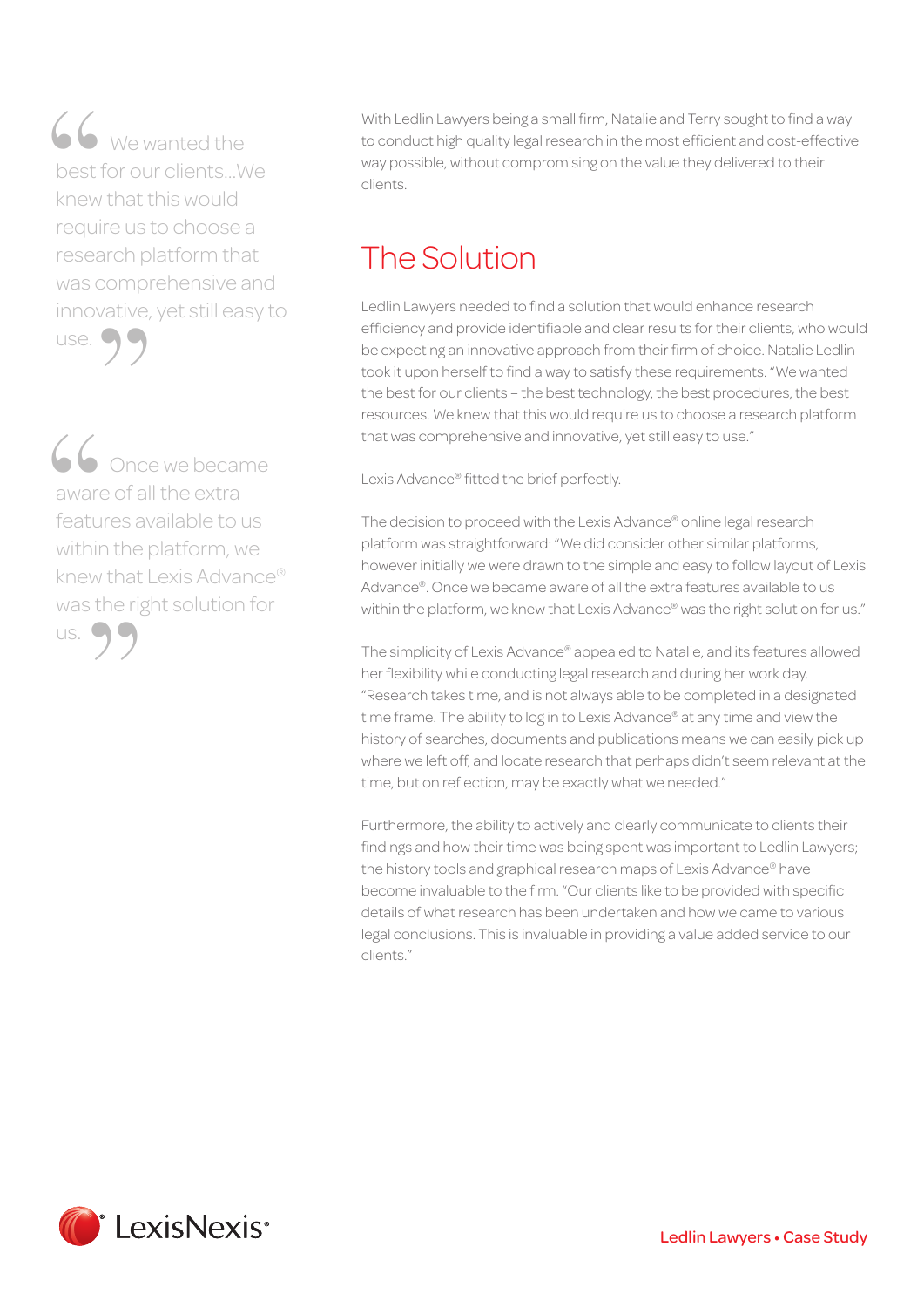> We wanted the best for our clients...We knew that this would require us to choose a research platform that was comprehensive and innovative, yet still easy to use.

> Once we became aware of all the extra features available to us within the platform, we knew that Lexis Advance® was the right solution for us.

With Ledlin Lawyers being a small firm, Natalie and Terry sought to find a way to conduct high quality legal research in the most efficient and cost-effective way possible, without compromising on the value they delivered to their clients.

## The Solution

Ledlin Lawyers needed to find a solution that would enhance research efficiency and provide identifiable and clear results for their clients, who would be expecting an innovative approach from their firm of choice. Natalie Ledlin took it upon herself to find a way to satisfy these requirements. "We wanted the best for our clients – the best technology, the best procedures, the best resources. We knew that this would require us to choose a research platform that was comprehensive and innovative, yet still easy to use."

Lexis Advance® fitted the brief perfectly.

The decision to proceed with the Lexis Advance® online legal research platform was straightforward: "We did consider other similar platforms, however initially we were drawn to the simple and easy to follow layout of Lexis Advance®. Once we became aware of all the extra features available to us within the platform, we knew that Lexis Advance® was the right solution for us."

The simplicity of Lexis Advance® appealed to Natalie, and its features allowed her flexibility while conducting legal research and during her work day. "Research takes time, and is not always able to be completed in a designated time frame. The ability to log in to Lexis Advance® at any time and view the history of searches, documents and publications means we can easily pick up where we left off, and locate research that perhaps didn't seem relevant at the time, but on reflection, may be exactly what we needed."

Furthermore, the ability to actively and clearly communicate to clients their findings and how their time was being spent was important to Ledlin Lawyers; the history tools and graphical research maps of Lexis Advance® have become invaluable to the firm. "Our clients like to be provided with specific details of what research has been undertaken and how we came to various legal conclusions. This is invaluable in providing a value added service to our clients."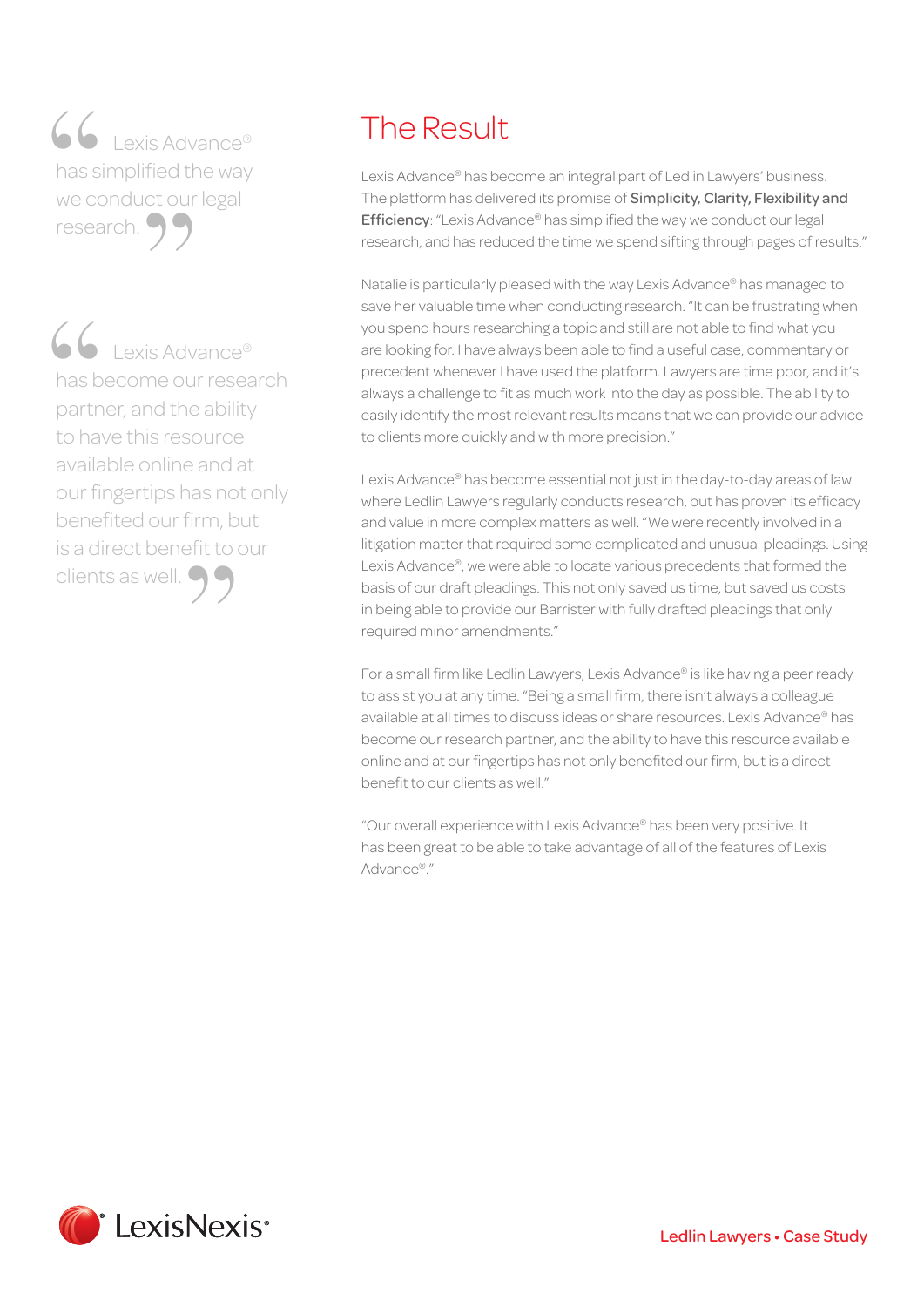> Lexis Advance® has simplified the way we conduct our legal research.

> Lexis Advance® has become our research partner, and the ability to have this resource available online and at our fingertips has not only benefited our firm, but is a direct benefit to our clients as well.

# The Result

Lexis Advance® has become an integral part of Ledlin Lawyers' business. The platform has delivered its promise of **Simplicity, Clarity, Flexibility and Efficiency**: "Lexis Advance® has simplified the way we conduct our legal research, and has reduced the time we spend sifting through pages of results."

Natalie is particularly pleased with the way Lexis Advance® has managed to save her valuable time when conducting research. "It can be frustrating when you spend hours researching a topic and still are not able to find what you are looking for. I have always been able to find a useful case, commentary or precedent whenever I have used the platform. Lawyers are time poor, and it's always a challenge to fit as much work into the day as possible. The ability to easily identify the most relevant results means that we can provide our advice to clients more quickly and with more precision."

Lexis Advance® has become essential not just in the day-to-day areas of law where Ledlin Lawyers regularly conducts research, but has proven its efficacy and value in more complex matters as well. "We were recently involved in a litigation matter that required some complicated and unusual pleadings. Using Lexis Advance®, we were able to locate various precedents that formed the basis of our draft pleadings. This not only saved us time, but saved us costs in being able to provide our Barrister with fully drafted pleadings that only required minor amendments."

For a small firm like Ledlin Lawyers, Lexis Advance® is like having a peer ready to assist you at any time. "Being a small firm, there isn't always a colleague available at all times to discuss ideas or share resources. Lexis Advance® has become our research partner, and the ability to have this resource available online and at our fingertips has not only benefited our firm, but is a direct benefit to our clients as well."

"Our overall experience with Lexis Advance® has been very positive. It has been great to be able to take advantage of all of the features of Lexis Advance®."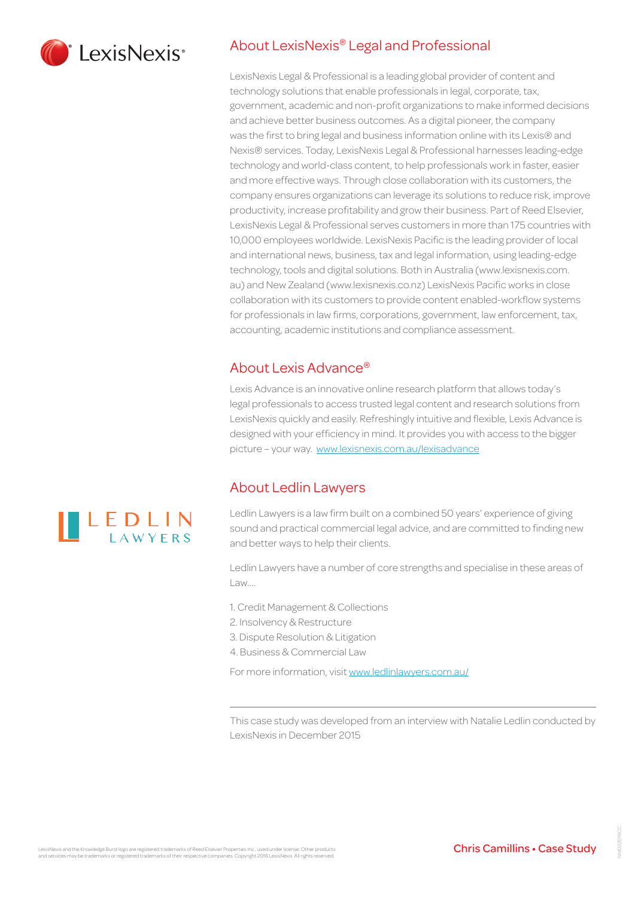## About LexisNexis® Legal and Professional

LexisNexis Legal & Professional is a leading global provider of content and technology solutions that enable professionals in legal, corporate, tax, government, academic and non-profit organizations to make informed decisions and achieve better business outcomes. As a digital pioneer, the company was the first to bring legal and business information online with its Lexis® and Nexis® services. Today, LexisNexis Legal & Professional harnesses leading-edge technology and world-class content, to help professionals work in faster, easier and more effective ways. Through close collaboration with its customers, the company ensures organizations can leverage its solutions to reduce risk, improve productivity, increase profitability and grow their business. Part of Reed Elsevier, LexisNexis Legal & Professional serves customers in more than 175 countries with 10,000 employees worldwide. LexisNexis Pacific is the leading provider of local and international news, business, tax and legal information, using leading-edge technology, tools and digital solutions. Both in Australia (www.lexisnexis.com.au) and New Zealand (www.lexisnexis.co.nz) LexisNexis Pacific works in close collaboration with its customers to provide content enabled-workflow systems for professionals in law firms, corporations, government, law enforcement, tax, accounting, academic institutions and compliance assessment.

## About Lexis Advance®

Lexis Advance is an innovative online research platform that allows today's legal professionals to access trusted legal content and research solutions from LexisNexis quickly and easily. Refreshingly intuitive and flexible, Lexis Advance is designed with your efficiency in mind. It provides you with access to the bigger picture – your way. www.lexisnexis.com.au/lexisadvance

## About Ledlin Lawyers

Ledlin Lawyers is a law firm built on a combined 50 years' experience of giving sound and practical commercial legal advice, and are committed to finding new and better ways to help their clients.

Ledlin Lawyers have a number of core strengths and specialise in these areas of Law....

1. Credit Management & Collections
2. Insolvency & Restructure
3. Dispute Resolution & Litigation
4. Business & Commercial Law

For more information, visit www.ledlinlawyers.com.au/

---

This case study was developed from an interview with Natalie Ledlin conducted by LexisNexis in December 2015

LexisNexis and the Knowledge Burst logo are registered trademarks of Reed Elsevier Properties Inc., used under license. Other products and services may be trademarks or registered trademarks of their respective companies. Copyright 2016 LexisNexis. All rights reserved.